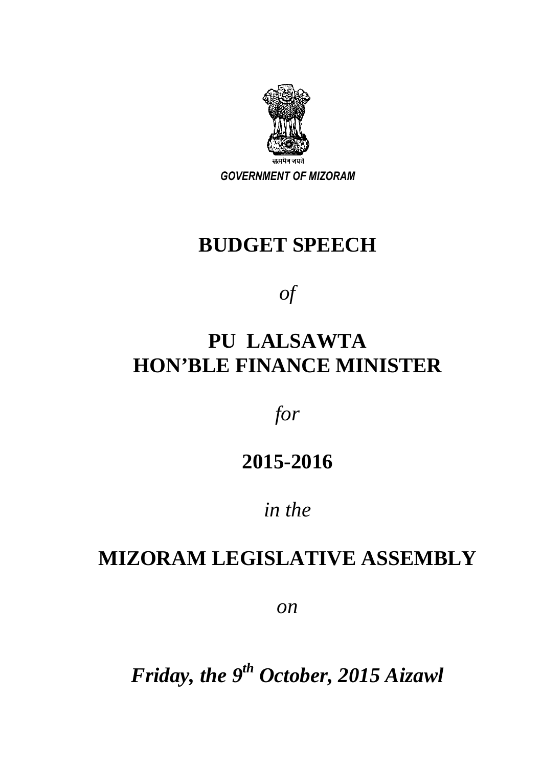सत्यमेव जयते

*GOVERNMENT OF MIZORAM*

# BUDGET SPEECH

*of*

# PU LALSAWTA
# HON'BLE FINANCE MINISTER

*for*

# 2015-2016

*in the*

# MIZORAM LEGISLATIVE ASSEMBLY

*on*

***Friday, the 9th October, 2015 Aizawl***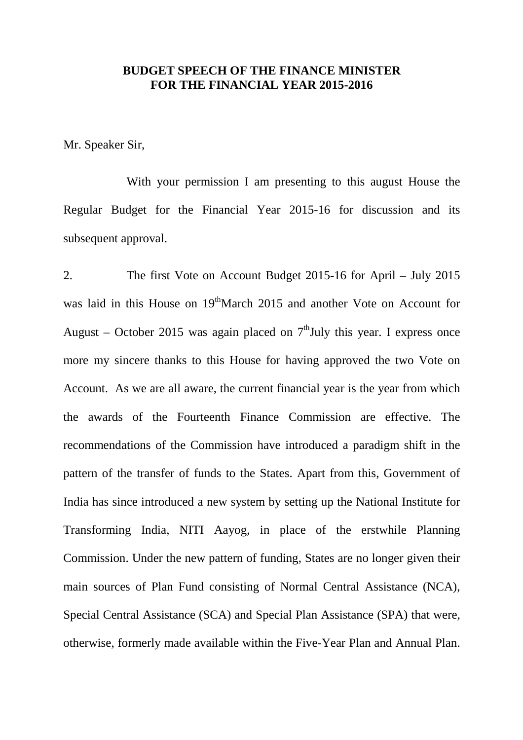**BUDGET SPEECH OF THE FINANCE MINISTER FOR THE FINANCIAL YEAR 2015-2016**

Mr. Speaker Sir,

With your permission I am presenting to this august House the Regular Budget for the Financial Year 2015-16 for discussion and its subsequent approval.

2. The first Vote on Account Budget 2015-16 for April – July 2015 was laid in this House on 19th March 2015 and another Vote on Account for August – October 2015 was again placed on 7th July this year. I express once more my sincere thanks to this House for having approved the two Vote on Account. As we are all aware, the current financial year is the year from which the awards of the Fourteenth Finance Commission are effective. The recommendations of the Commission have introduced a paradigm shift in the pattern of the transfer of funds to the States. Apart from this, Government of India has since introduced a new system by setting up the National Institute for Transforming India, NITI Aayog, in place of the erstwhile Planning Commission. Under the new pattern of funding, States are no longer given their main sources of Plan Fund consisting of Normal Central Assistance (NCA), Special Central Assistance (SCA) and Special Plan Assistance (SPA) that were, otherwise, formerly made available within the Five-Year Plan and Annual Plan.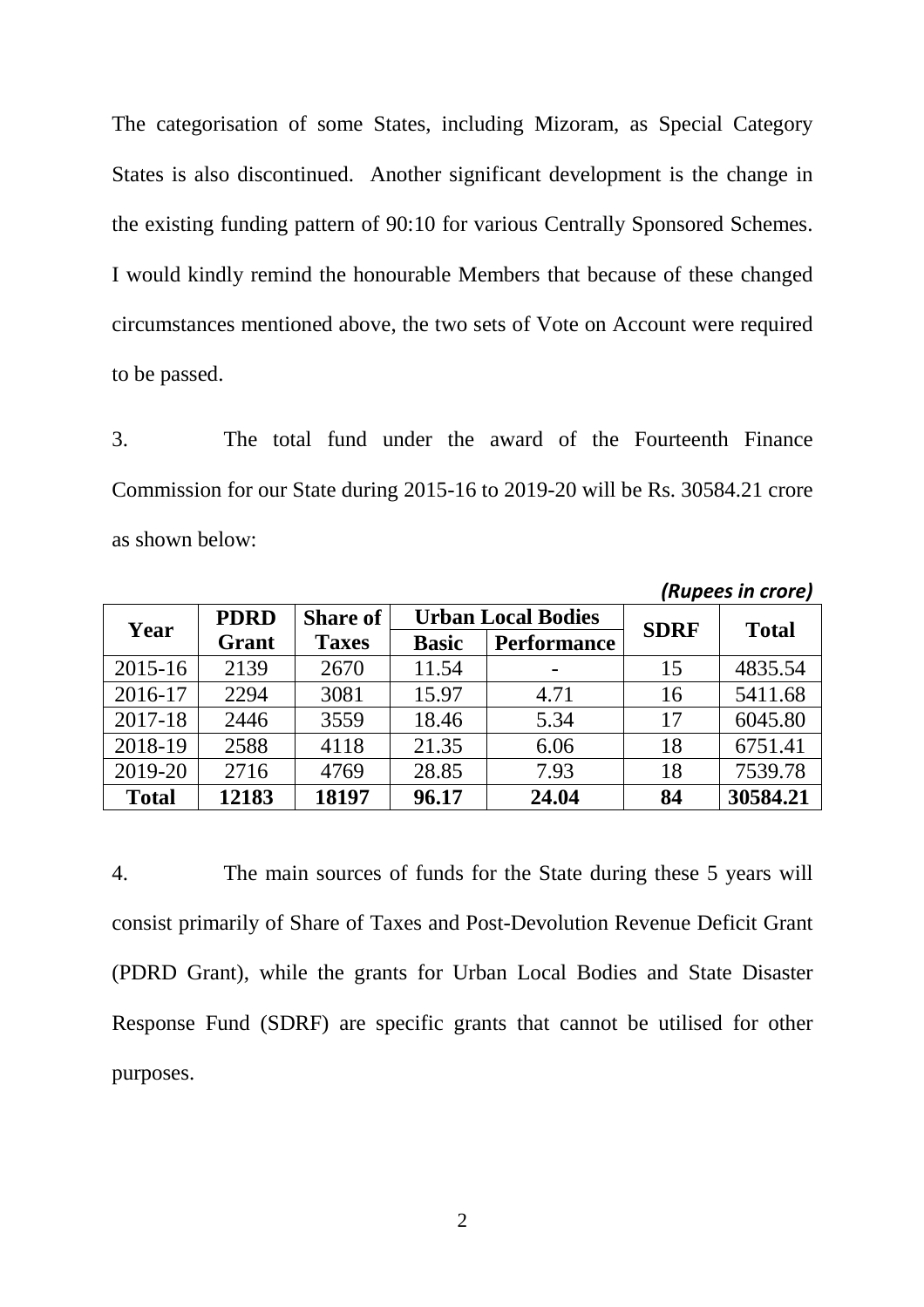The categorisation of some States, including Mizoram, as Special Category States is also discontinued. Another significant development is the change in the existing funding pattern of 90:10 for various Centrally Sponsored Schemes. I would kindly remind the honourable Members that because of these changed circumstances mentioned above, the two sets of Vote on Account were required to be passed.

3. The total fund under the award of the Fourteenth Finance Commission for our State during 2015-16 to 2019-20 will be Rs. 30584.21 crore as shown below:

*(Rupees in crore)*

| Year | PDRD Grant | Share of Taxes | Urban Local Bodies | | SDRF | Total |
|---|---|---|---|---|---|---|
| | | | Basic | Performance | | |
| 2015-16 | 2139 | 2670 | 11.54 | - | 15 | 4835.54 |
| 2016-17 | 2294 | 3081 | 15.97 | 4.71 | 16 | 5411.68 |
| 2017-18 | 2446 | 3559 | 18.46 | 5.34 | 17 | 6045.80 |
| 2018-19 | 2588 | 4118 | 21.35 | 6.06 | 18 | 6751.41 |
| 2019-20 | 2716 | 4769 | 28.85 | 7.93 | 18 | 7539.78 |
| **Total** | **12183** | **18197** | **96.17** | **24.04** | **84** | **30584.21** |

4. The main sources of funds for the State during these 5 years will consist primarily of Share of Taxes and Post-Devolution Revenue Deficit Grant (PDRD Grant), while the grants for Urban Local Bodies and State Disaster Response Fund (SDRF) are specific grants that cannot be utilised for other purposes.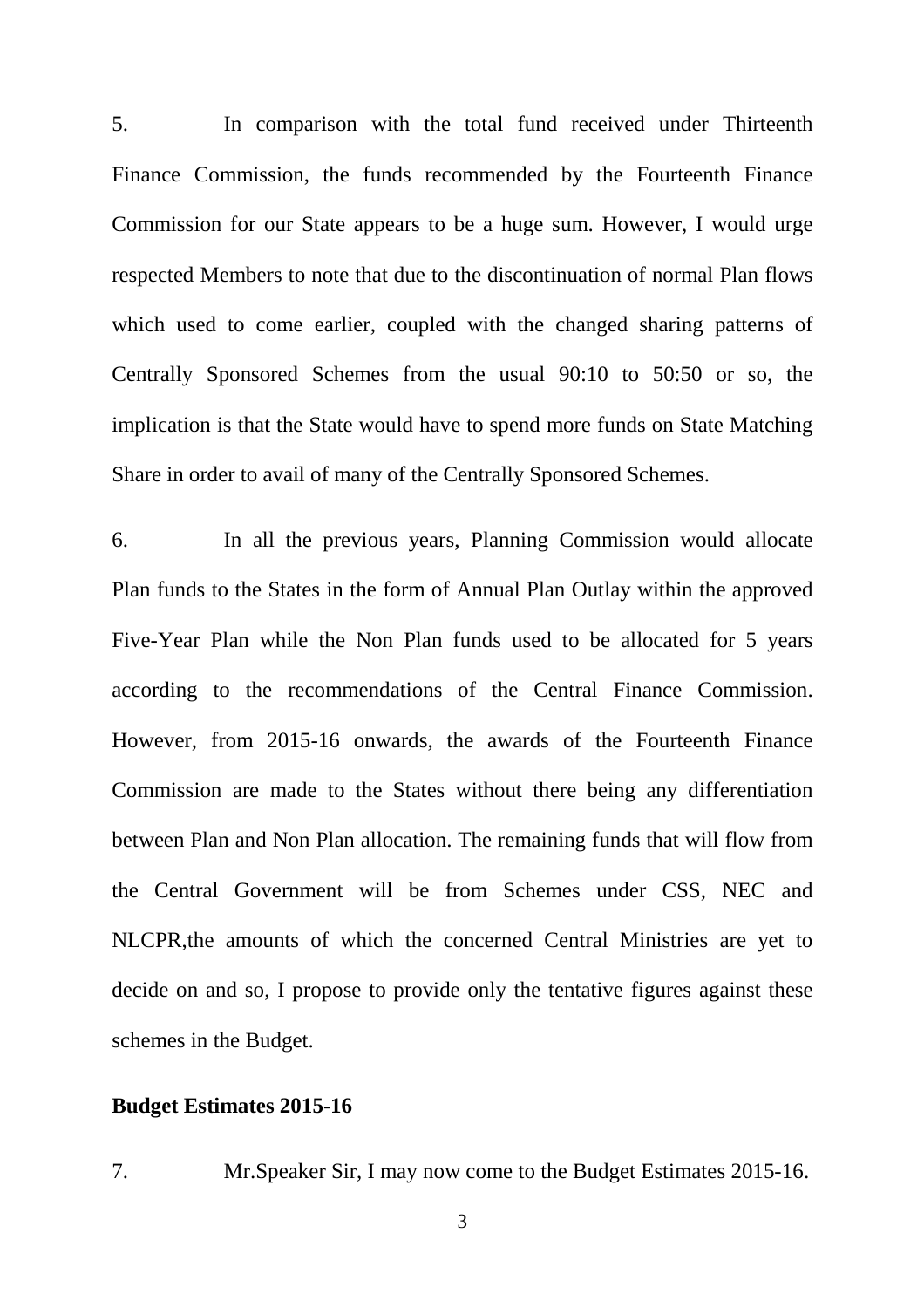5. In comparison with the total fund received under Thirteenth Finance Commission, the funds recommended by the Fourteenth Finance Commission for our State appears to be a huge sum. However, I would urge respected Members to note that due to the discontinuation of normal Plan flows which used to come earlier, coupled with the changed sharing patterns of Centrally Sponsored Schemes from the usual 90:10 to 50:50 or so, the implication is that the State would have to spend more funds on State Matching Share in order to avail of many of the Centrally Sponsored Schemes.

6. In all the previous years, Planning Commission would allocate Plan funds to the States in the form of Annual Plan Outlay within the approved Five-Year Plan while the Non Plan funds used to be allocated for 5 years according to the recommendations of the Central Finance Commission. However, from 2015-16 onwards, the awards of the Fourteenth Finance Commission are made to the States without there being any differentiation between Plan and Non Plan allocation. The remaining funds that will flow from the Central Government will be from Schemes under CSS, NEC and NLCPR,the amounts of which the concerned Central Ministries are yet to decide on and so, I propose to provide only the tentative figures against these schemes in the Budget.

**Budget Estimates 2015-16**

7. Mr.Speaker Sir, I may now come to the Budget Estimates 2015-16.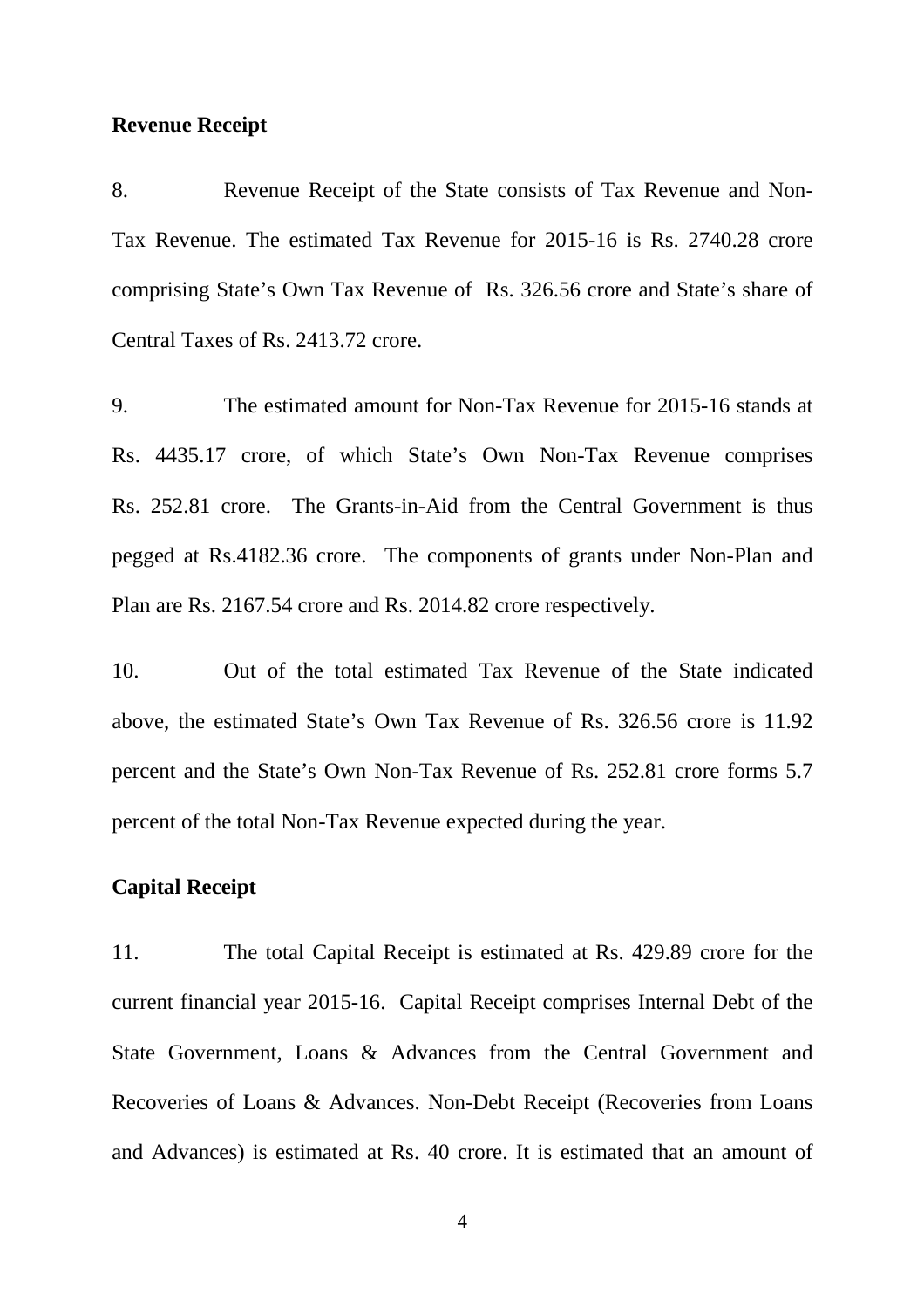**Revenue Receipt**

8. Revenue Receipt of the State consists of Tax Revenue and Non-Tax Revenue. The estimated Tax Revenue for 2015-16 is Rs. 2740.28 crore comprising State's Own Tax Revenue of Rs. 326.56 crore and State's share of Central Taxes of Rs. 2413.72 crore.

9. The estimated amount for Non-Tax Revenue for 2015-16 stands at Rs. 4435.17 crore, of which State's Own Non-Tax Revenue comprises Rs. 252.81 crore. The Grants-in-Aid from the Central Government is thus pegged at Rs.4182.36 crore. The components of grants under Non-Plan and Plan are Rs. 2167.54 crore and Rs. 2014.82 crore respectively.

10. Out of the total estimated Tax Revenue of the State indicated above, the estimated State's Own Tax Revenue of Rs. 326.56 crore is 11.92 percent and the State's Own Non-Tax Revenue of Rs. 252.81 crore forms 5.7 percent of the total Non-Tax Revenue expected during the year.

**Capital Receipt**

11. The total Capital Receipt is estimated at Rs. 429.89 crore for the current financial year 2015-16. Capital Receipt comprises Internal Debt of the State Government, Loans & Advances from the Central Government and Recoveries of Loans & Advances. Non-Debt Receipt (Recoveries from Loans and Advances) is estimated at Rs. 40 crore. It is estimated that an amount of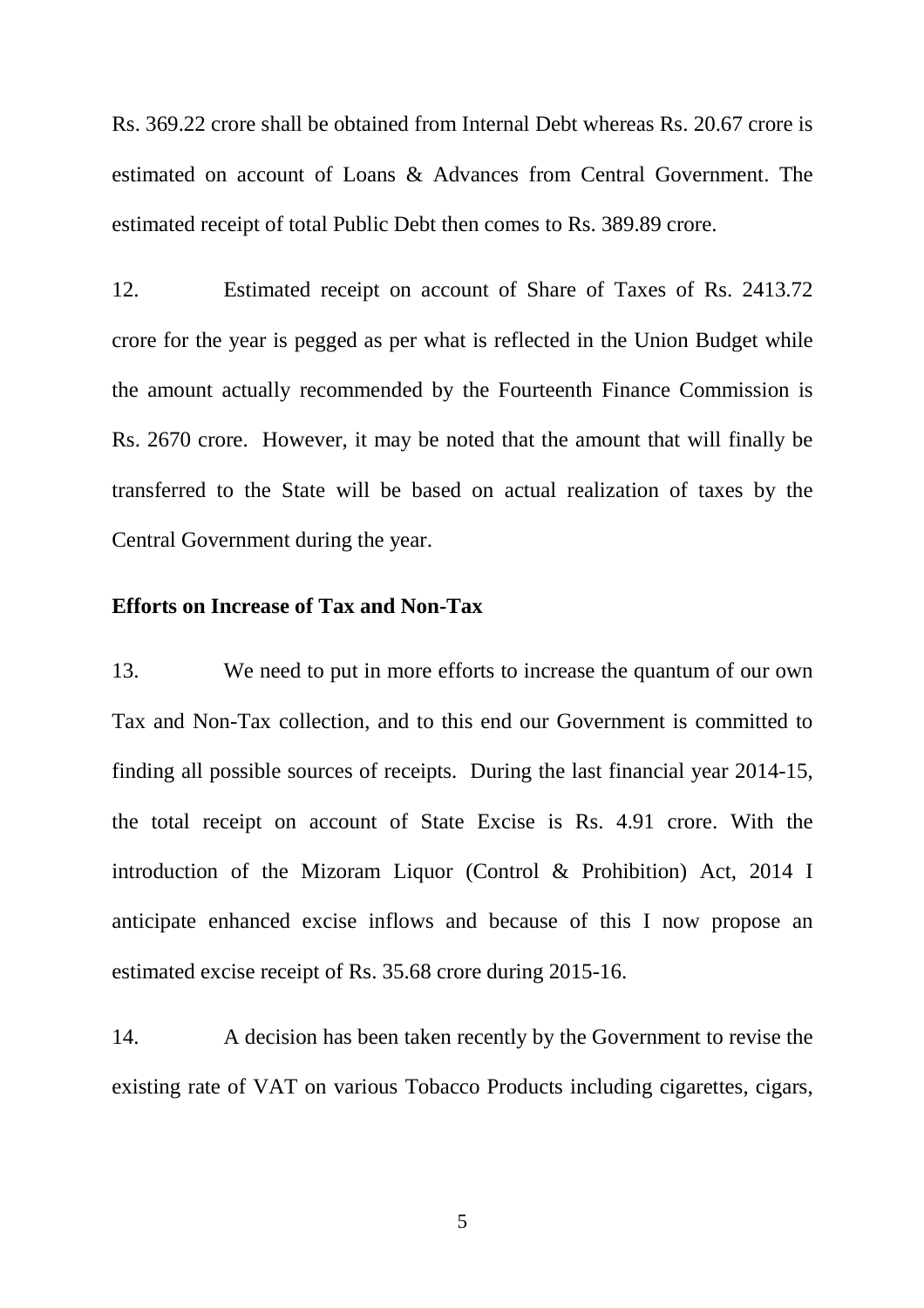Rs. 369.22 crore shall be obtained from Internal Debt whereas Rs. 20.67 crore is estimated on account of Loans & Advances from Central Government. The estimated receipt of total Public Debt then comes to Rs. 389.89 crore.

12. Estimated receipt on account of Share of Taxes of Rs. 2413.72 crore for the year is pegged as per what is reflected in the Union Budget while the amount actually recommended by the Fourteenth Finance Commission is Rs. 2670 crore. However, it may be noted that the amount that will finally be transferred to the State will be based on actual realization of taxes by the Central Government during the year.

**Efforts on Increase of Tax and Non-Tax**

13. We need to put in more efforts to increase the quantum of our own Tax and Non-Tax collection, and to this end our Government is committed to finding all possible sources of receipts. During the last financial year 2014-15, the total receipt on account of State Excise is Rs. 4.91 crore. With the introduction of the Mizoram Liquor (Control & Prohibition) Act, 2014 I anticipate enhanced excise inflows and because of this I now propose an estimated excise receipt of Rs. 35.68 crore during 2015-16.

14. A decision has been taken recently by the Government to revise the existing rate of VAT on various Tobacco Products including cigarettes, cigars,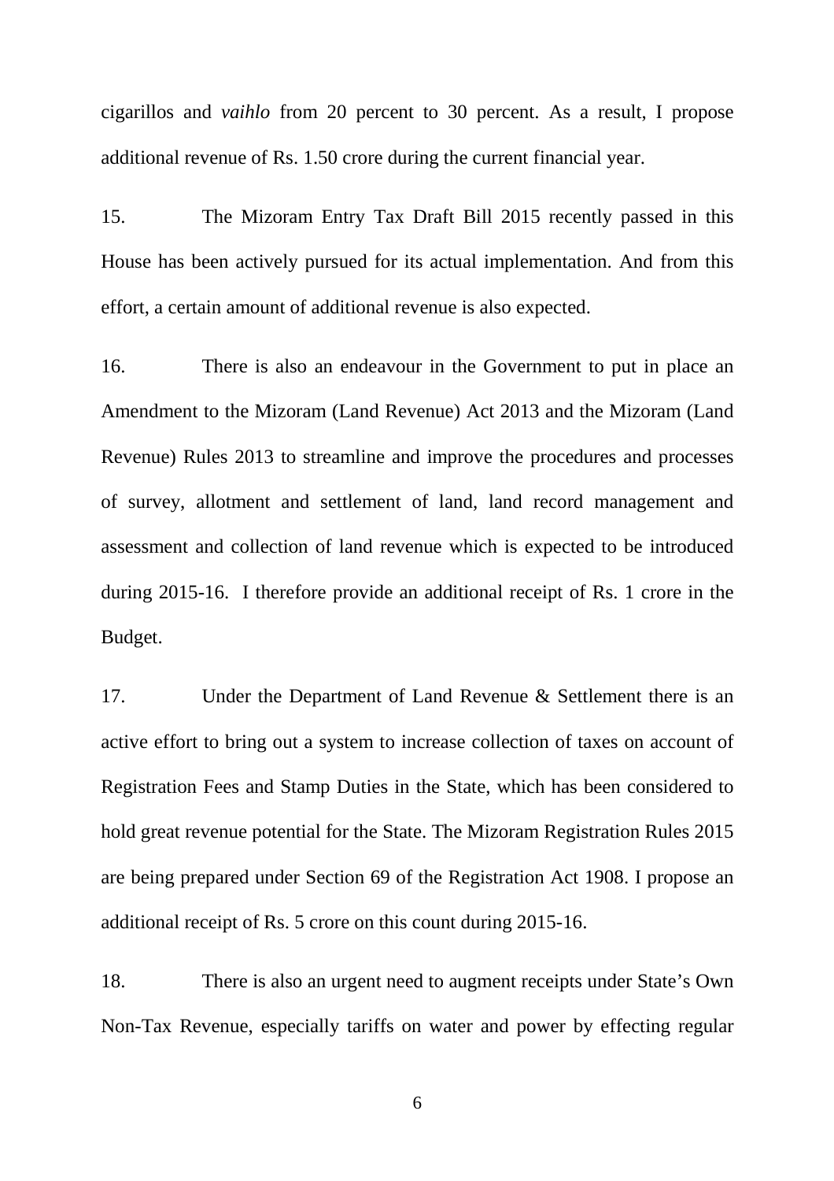cigarillos and *vaihlo* from 20 percent to 30 percent. As a result, I propose additional revenue of Rs. 1.50 crore during the current financial year.

15. The Mizoram Entry Tax Draft Bill 2015 recently passed in this House has been actively pursued for its actual implementation. And from this effort, a certain amount of additional revenue is also expected.

16. There is also an endeavour in the Government to put in place an Amendment to the Mizoram (Land Revenue) Act 2013 and the Mizoram (Land Revenue) Rules 2013 to streamline and improve the procedures and processes of survey, allotment and settlement of land, land record management and assessment and collection of land revenue which is expected to be introduced during 2015-16. I therefore provide an additional receipt of Rs. 1 crore in the Budget.

17. Under the Department of Land Revenue & Settlement there is an active effort to bring out a system to increase collection of taxes on account of Registration Fees and Stamp Duties in the State, which has been considered to hold great revenue potential for the State. The Mizoram Registration Rules 2015 are being prepared under Section 69 of the Registration Act 1908. I propose an additional receipt of Rs. 5 crore on this count during 2015-16.

18. There is also an urgent need to augment receipts under State's Own Non-Tax Revenue, especially tariffs on water and power by effecting regular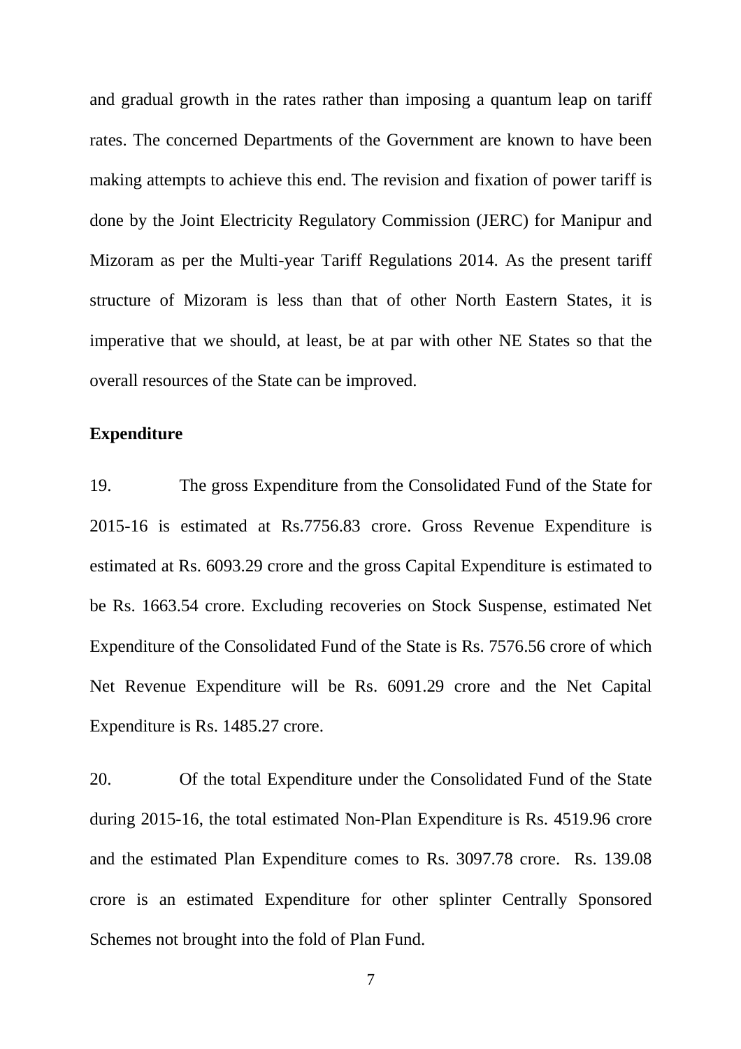and gradual growth in the rates rather than imposing a quantum leap on tariff rates. The concerned Departments of the Government are known to have been making attempts to achieve this end. The revision and fixation of power tariff is done by the Joint Electricity Regulatory Commission (JERC) for Manipur and Mizoram as per the Multi-year Tariff Regulations 2014. As the present tariff structure of Mizoram is less than that of other North Eastern States, it is imperative that we should, at least, be at par with other NE States so that the overall resources of the State can be improved.

**Expenditure**

19. The gross Expenditure from the Consolidated Fund of the State for 2015-16 is estimated at Rs.7756.83 crore. Gross Revenue Expenditure is estimated at Rs. 6093.29 crore and the gross Capital Expenditure is estimated to be Rs. 1663.54 crore. Excluding recoveries on Stock Suspense, estimated Net Expenditure of the Consolidated Fund of the State is Rs. 7576.56 crore of which Net Revenue Expenditure will be Rs. 6091.29 crore and the Net Capital Expenditure is Rs. 1485.27 crore.

20. Of the total Expenditure under the Consolidated Fund of the State during 2015-16, the total estimated Non-Plan Expenditure is Rs. 4519.96 crore and the estimated Plan Expenditure comes to Rs. 3097.78 crore. Rs. 139.08 crore is an estimated Expenditure for other splinter Centrally Sponsored Schemes not brought into the fold of Plan Fund.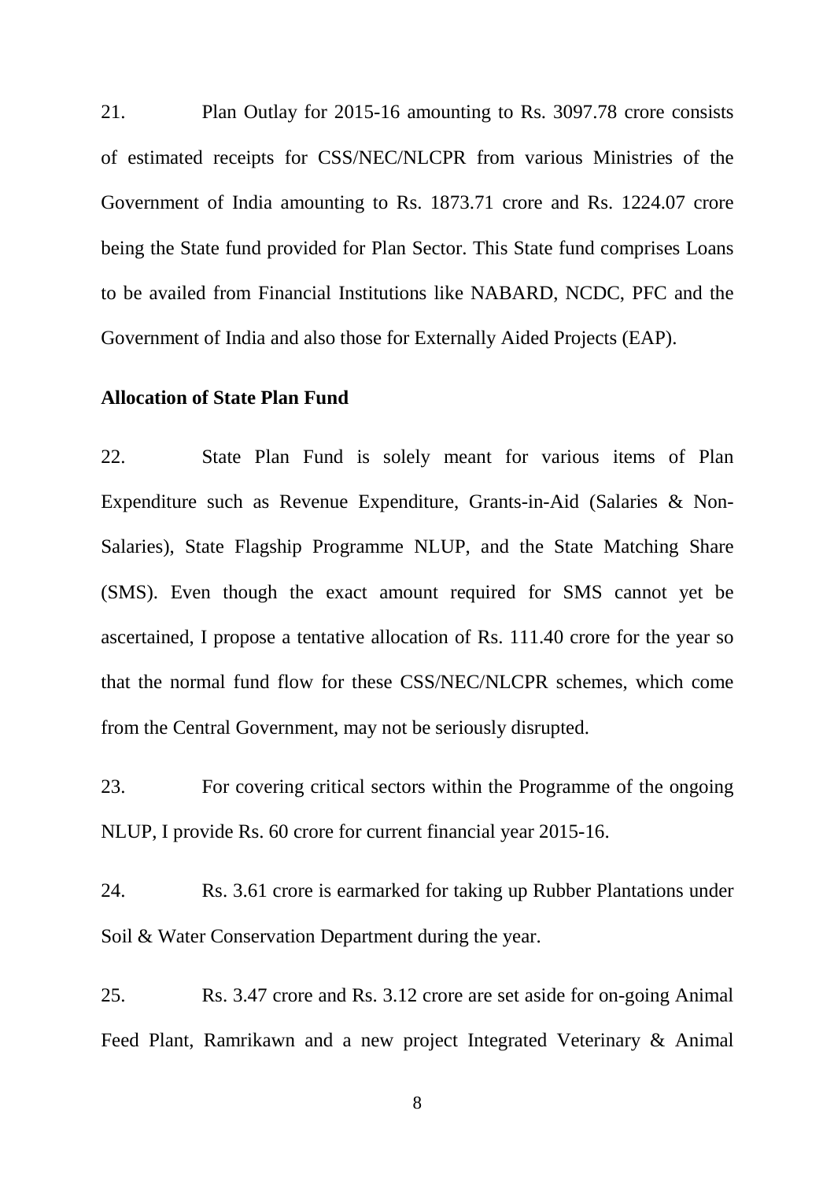21. Plan Outlay for 2015-16 amounting to Rs. 3097.78 crore consists of estimated receipts for CSS/NEC/NLCPR from various Ministries of the Government of India amounting to Rs. 1873.71 crore and Rs. 1224.07 crore being the State fund provided for Plan Sector. This State fund comprises Loans to be availed from Financial Institutions like NABARD, NCDC, PFC and the Government of India and also those for Externally Aided Projects (EAP).

**Allocation of State Plan Fund**

22. State Plan Fund is solely meant for various items of Plan Expenditure such as Revenue Expenditure, Grants-in-Aid (Salaries & Non-Salaries), State Flagship Programme NLUP, and the State Matching Share (SMS). Even though the exact amount required for SMS cannot yet be ascertained, I propose a tentative allocation of Rs. 111.40 crore for the year so that the normal fund flow for these CSS/NEC/NLCPR schemes, which come from the Central Government, may not be seriously disrupted.

23. For covering critical sectors within the Programme of the ongoing NLUP, I provide Rs. 60 crore for current financial year 2015-16.

24. Rs. 3.61 crore is earmarked for taking up Rubber Plantations under Soil & Water Conservation Department during the year.

25. Rs. 3.47 crore and Rs. 3.12 crore are set aside for on-going Animal Feed Plant, Ramrikawn and a new project Integrated Veterinary & Animal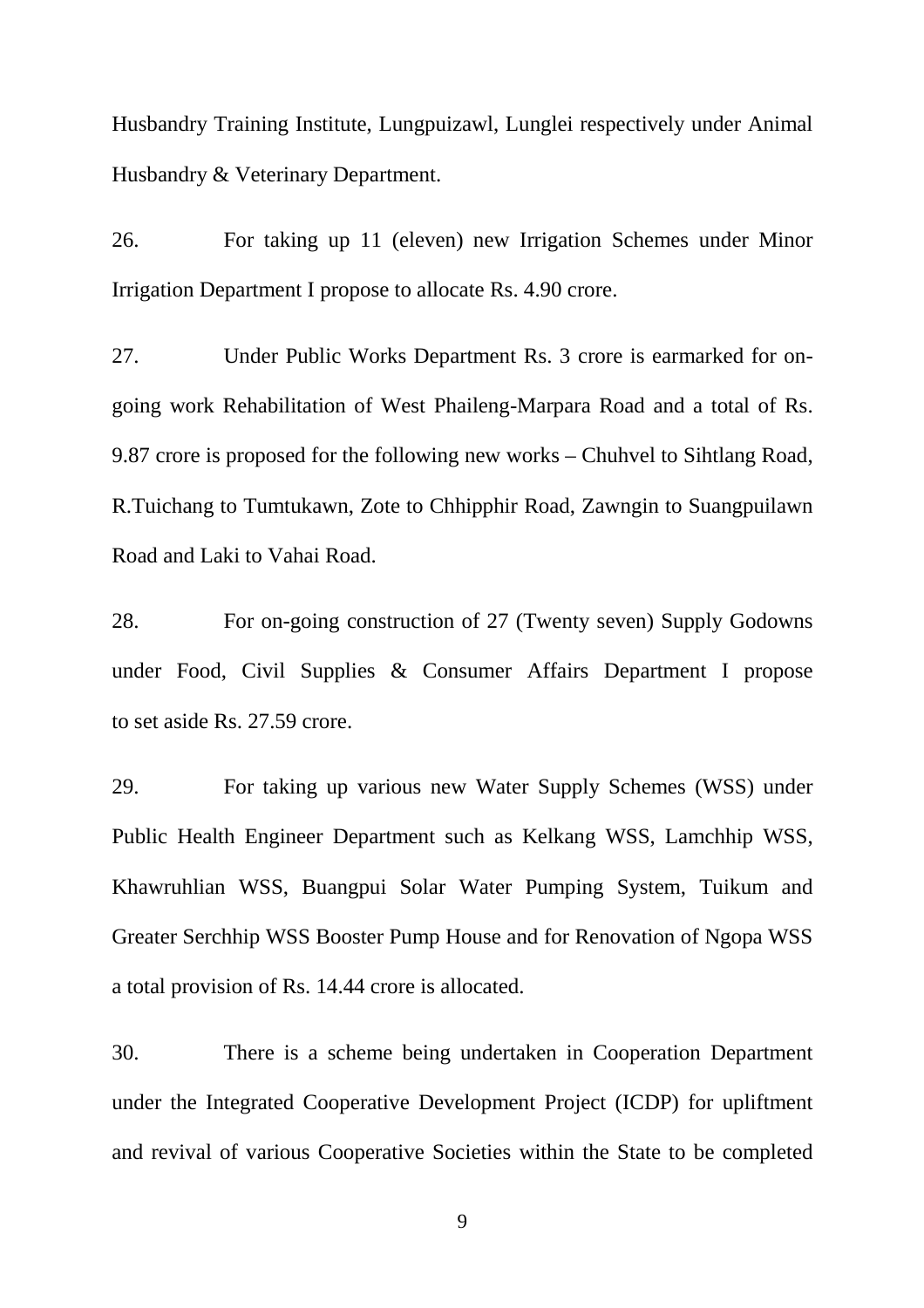Husbandry Training Institute, Lungpuizawl, Lunglei respectively under Animal Husbandry & Veterinary Department.

26. For taking up 11 (eleven) new Irrigation Schemes under Minor Irrigation Department I propose to allocate Rs. 4.90 crore.

27. Under Public Works Department Rs. 3 crore is earmarked for on-going work Rehabilitation of West Phaileng-Marpara Road and a total of Rs. 9.87 crore is proposed for the following new works – Chuhvel to Sihtlang Road, R.Tuichang to Tumtukawn, Zote to Chhipphir Road, Zawngin to Suangpuilawn Road and Laki to Vahai Road.

28. For on-going construction of 27 (Twenty seven) Supply Godowns under Food, Civil Supplies & Consumer Affairs Department I propose to set aside Rs. 27.59 crore.

29. For taking up various new Water Supply Schemes (WSS) under Public Health Engineer Department such as Kelkang WSS, Lamchhip WSS, Khawruhlian WSS, Buangpui Solar Water Pumping System, Tuikum and Greater Serchhip WSS Booster Pump House and for Renovation of Ngopa WSS a total provision of Rs. 14.44 crore is allocated.

30. There is a scheme being undertaken in Cooperation Department under the Integrated Cooperative Development Project (ICDP) for upliftment and revival of various Cooperative Societies within the State to be completed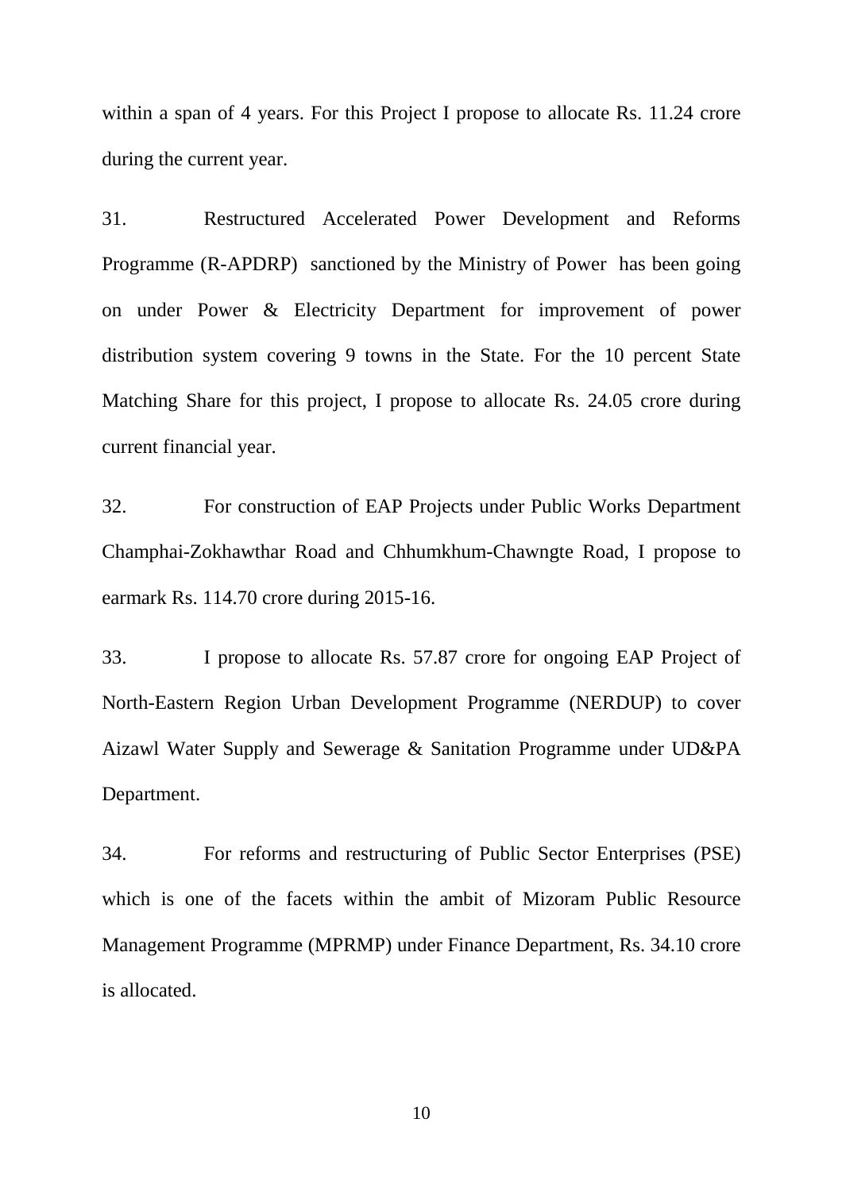within a span of 4 years. For this Project I propose to allocate Rs. 11.24 crore during the current year.

31. Restructured Accelerated Power Development and Reforms Programme (R-APDRP) sanctioned by the Ministry of Power has been going on under Power & Electricity Department for improvement of power distribution system covering 9 towns in the State. For the 10 percent State Matching Share for this project, I propose to allocate Rs. 24.05 crore during current financial year.

32. For construction of EAP Projects under Public Works Department Champhai-Zokhawthar Road and Chhumkhum-Chawngte Road, I propose to earmark Rs. 114.70 crore during 2015-16.

33. I propose to allocate Rs. 57.87 crore for ongoing EAP Project of North-Eastern Region Urban Development Programme (NERDUP) to cover Aizawl Water Supply and Sewerage & Sanitation Programme under UD&PA Department.

34. For reforms and restructuring of Public Sector Enterprises (PSE) which is one of the facets within the ambit of Mizoram Public Resource Management Programme (MPRMP) under Finance Department, Rs. 34.10 crore is allocated.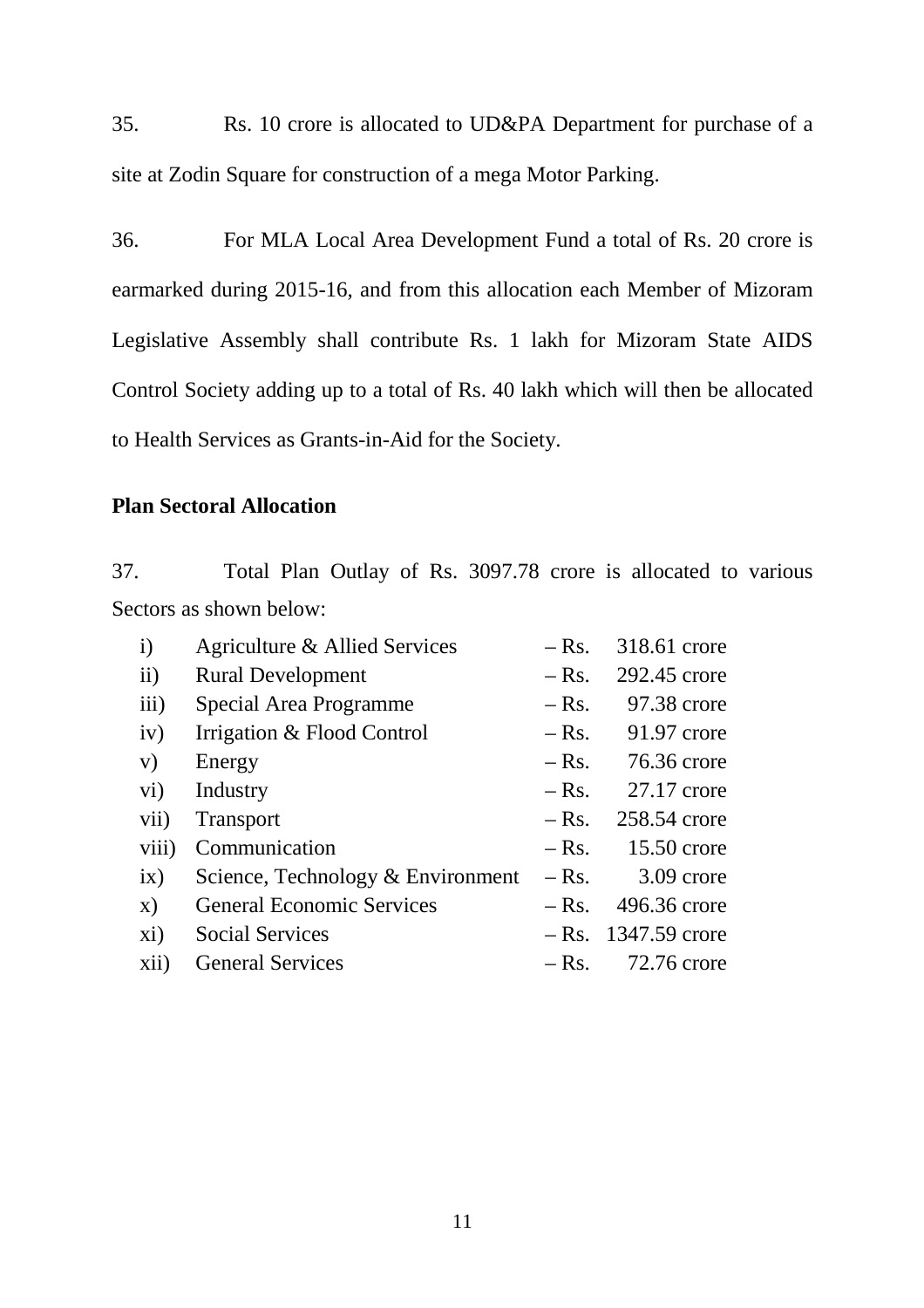35. Rs. 10 crore is allocated to UD&PA Department for purchase of a site at Zodin Square for construction of a mega Motor Parking.

36. For MLA Local Area Development Fund a total of Rs. 20 crore is earmarked during 2015-16, and from this allocation each Member of Mizoram Legislative Assembly shall contribute Rs. 1 lakh for Mizoram State AIDS Control Society adding up to a total of Rs. 40 lakh which will then be allocated to Health Services as Grants-in-Aid for the Society.

**Plan Sectoral Allocation**

37. Total Plan Outlay of Rs. 3097.78 crore is allocated to various Sectors as shown below:

| | | | |
|---|---|---|---|
| i) | Agriculture & Allied Services | – Rs. | 318.61 crore |
| ii) | Rural Development | – Rs. | 292.45 crore |
| iii) | Special Area Programme | – Rs. | 97.38 crore |
| iv) | Irrigation & Flood Control | – Rs. | 91.97 crore |
| v) | Energy | – Rs. | 76.36 crore |
| vi) | Industry | – Rs. | 27.17 crore |
| vii) | Transport | – Rs. | 258.54 crore |
| viii) | Communication | – Rs. | 15.50 crore |
| ix) | Science, Technology & Environment | – Rs. | 3.09 crore |
| x) | General Economic Services | – Rs. | 496.36 crore |
| xi) | Social Services | – Rs. | 1347.59 crore |
| xii) | General Services | – Rs. | 72.76 crore |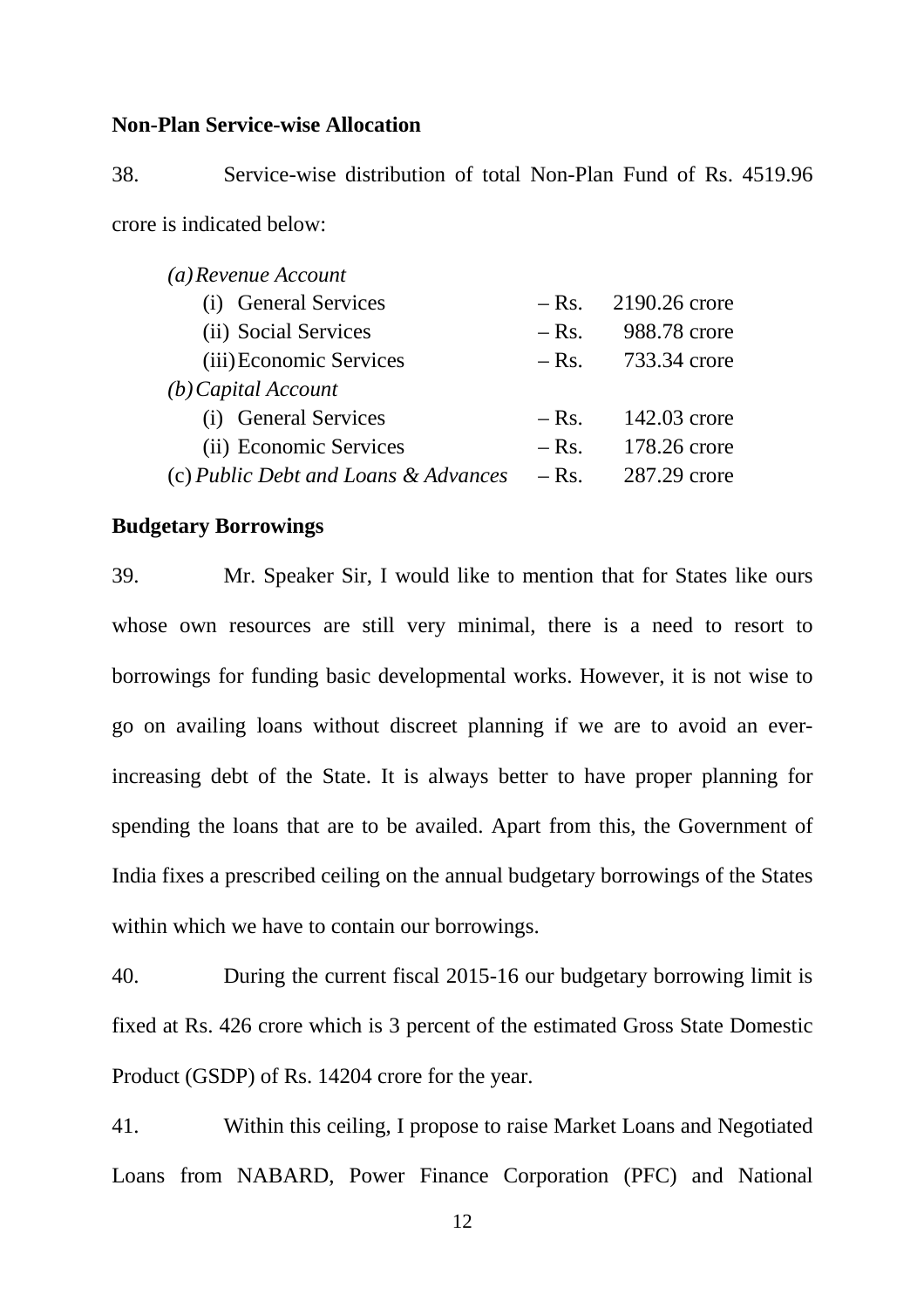**Non-Plan Service-wise Allocation**

38. Service-wise distribution of total Non-Plan Fund of Rs. 4519.96 crore is indicated below:

| | | |
|---|---|---|
| *(a) Revenue Account* | | |
| (i) General Services | – Rs. | 2190.26 crore |
| (ii) Social Services | – Rs. | 988.78 crore |
| (iii) Economic Services | – Rs. | 733.34 crore |
| *(b) Capital Account* | | |
| (i) General Services | – Rs. | 142.03 crore |
| (ii) Economic Services | – Rs. | 178.26 crore |
| (c) *Public Debt and Loans & Advances* | – Rs. | 287.29 crore |

**Budgetary Borrowings**

39. Mr. Speaker Sir, I would like to mention that for States like ours whose own resources are still very minimal, there is a need to resort to borrowings for funding basic developmental works. However, it is not wise to go on availing loans without discreet planning if we are to avoid an ever-increasing debt of the State. It is always better to have proper planning for spending the loans that are to be availed. Apart from this, the Government of India fixes a prescribed ceiling on the annual budgetary borrowings of the States within which we have to contain our borrowings.

40. During the current fiscal 2015-16 our budgetary borrowing limit is fixed at Rs. 426 crore which is 3 percent of the estimated Gross State Domestic Product (GSDP) of Rs. 14204 crore for the year.

41. Within this ceiling, I propose to raise Market Loans and Negotiated Loans from NABARD, Power Finance Corporation (PFC) and National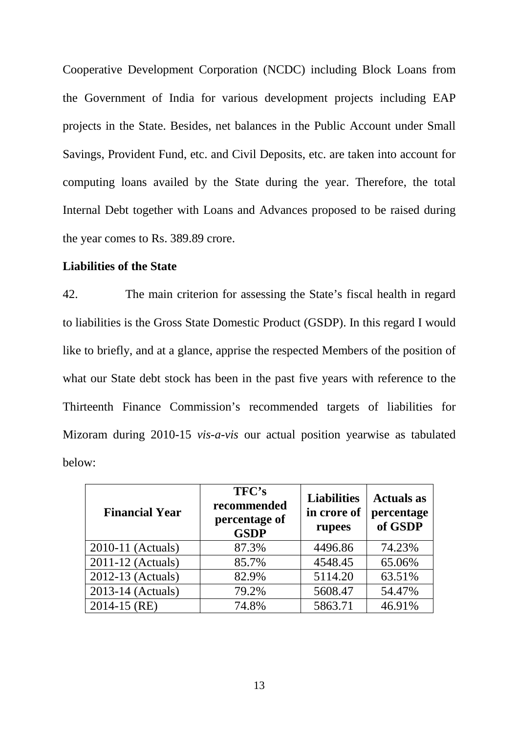Cooperative Development Corporation (NCDC) including Block Loans from the Government of India for various development projects including EAP projects in the State. Besides, net balances in the Public Account under Small Savings, Provident Fund, etc. and Civil Deposits, etc. are taken into account for computing loans availed by the State during the year. Therefore, the total Internal Debt together with Loans and Advances proposed to be raised during the year comes to Rs. 389.89 crore.

**Liabilities of the State**

42. The main criterion for assessing the State's fiscal health in regard to liabilities is the Gross State Domestic Product (GSDP). In this regard I would like to briefly, and at a glance, apprise the respected Members of the position of what our State debt stock has been in the past five years with reference to the Thirteenth Finance Commission's recommended targets of liabilities for Mizoram during 2010-15 *vis-a-vis* our actual position yearwise as tabulated below:

| Financial Year | TFC's recommended percentage of GSDP | Liabilities in crore of rupees | Actuals as percentage of GSDP |
|---|---|---|---|
| 2010-11 (Actuals) | 87.3% | 4496.86 | 74.23% |
| 2011-12 (Actuals) | 85.7% | 4548.45 | 65.06% |
| 2012-13 (Actuals) | 82.9% | 5114.20 | 63.51% |
| 2013-14 (Actuals) | 79.2% | 5608.47 | 54.47% |
| 2014-15 (RE) | 74.8% | 5863.71 | 46.91% |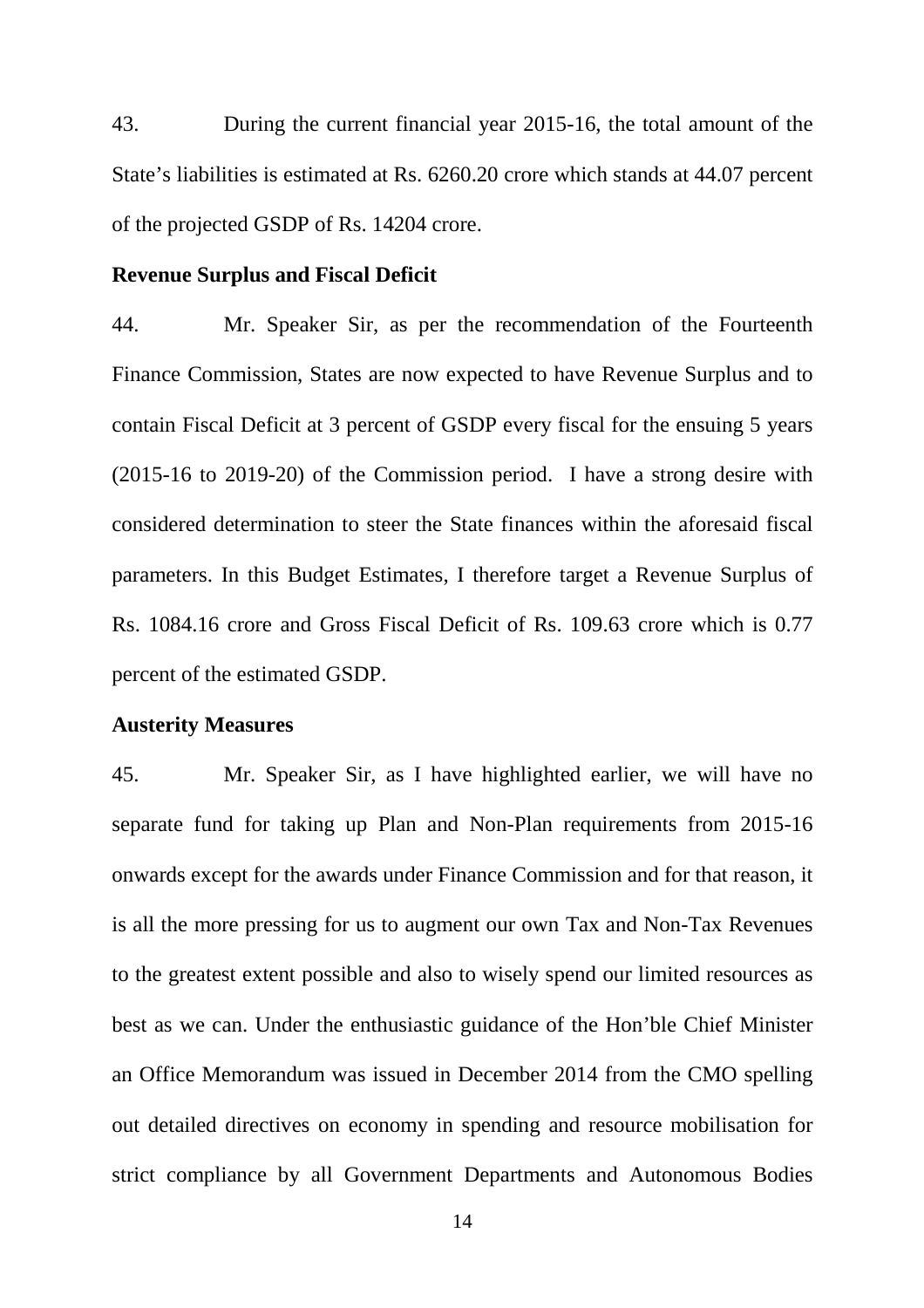43. During the current financial year 2015-16, the total amount of the State's liabilities is estimated at Rs. 6260.20 crore which stands at 44.07 percent of the projected GSDP of Rs. 14204 crore.

**Revenue Surplus and Fiscal Deficit**

44. Mr. Speaker Sir, as per the recommendation of the Fourteenth Finance Commission, States are now expected to have Revenue Surplus and to contain Fiscal Deficit at 3 percent of GSDP every fiscal for the ensuing 5 years (2015-16 to 2019-20) of the Commission period. I have a strong desire with considered determination to steer the State finances within the aforesaid fiscal parameters. In this Budget Estimates, I therefore target a Revenue Surplus of Rs. 1084.16 crore and Gross Fiscal Deficit of Rs. 109.63 crore which is 0.77 percent of the estimated GSDP.

**Austerity Measures**

45. Mr. Speaker Sir, as I have highlighted earlier, we will have no separate fund for taking up Plan and Non-Plan requirements from 2015-16 onwards except for the awards under Finance Commission and for that reason, it is all the more pressing for us to augment our own Tax and Non-Tax Revenues to the greatest extent possible and also to wisely spend our limited resources as best as we can. Under the enthusiastic guidance of the Hon'ble Chief Minister an Office Memorandum was issued in December 2014 from the CMO spelling out detailed directives on economy in spending and resource mobilisation for strict compliance by all Government Departments and Autonomous Bodies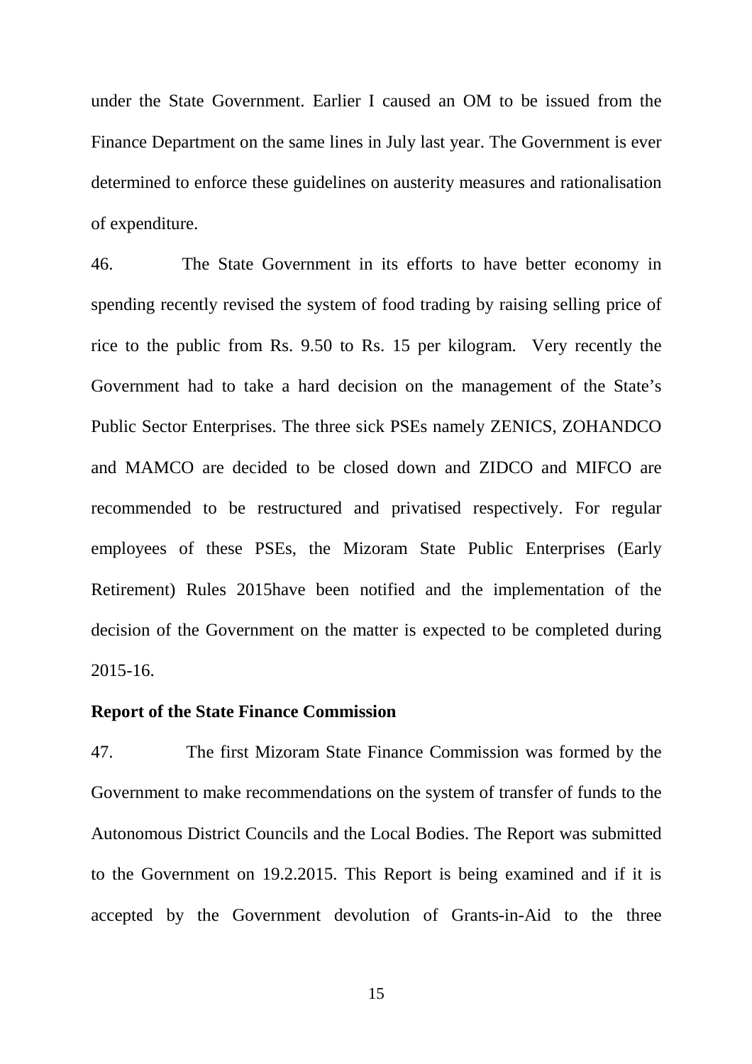under the State Government. Earlier I caused an OM to be issued from the Finance Department on the same lines in July last year. The Government is ever determined to enforce these guidelines on austerity measures and rationalisation of expenditure.

46. The State Government in its efforts to have better economy in spending recently revised the system of food trading by raising selling price of rice to the public from Rs. 9.50 to Rs. 15 per kilogram. Very recently the Government had to take a hard decision on the management of the State's Public Sector Enterprises. The three sick PSEs namely ZENICS, ZOHANDCO and MAMCO are decided to be closed down and ZIDCO and MIFCO are recommended to be restructured and privatised respectively. For regular employees of these PSEs, the Mizoram State Public Enterprises (Early Retirement) Rules 2015have been notified and the implementation of the decision of the Government on the matter is expected to be completed during 2015-16.

**Report of the State Finance Commission**

47. The first Mizoram State Finance Commission was formed by the Government to make recommendations on the system of transfer of funds to the Autonomous District Councils and the Local Bodies. The Report was submitted to the Government on 19.2.2015. This Report is being examined and if it is accepted by the Government devolution of Grants-in-Aid to the three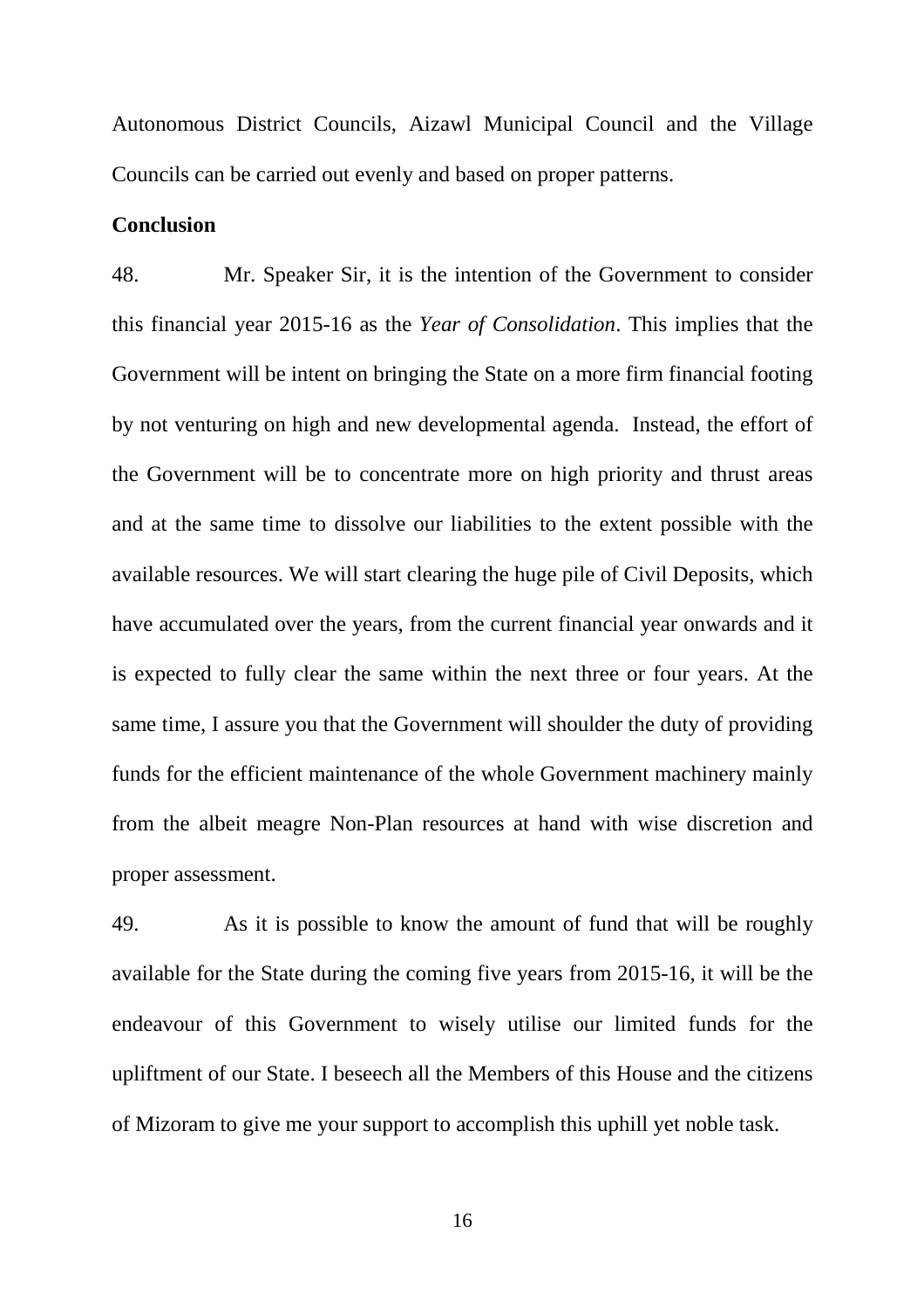Autonomous District Councils, Aizawl Municipal Council and the Village Councils can be carried out evenly and based on proper patterns.

**Conclusion**

48. Mr. Speaker Sir, it is the intention of the Government to consider this financial year 2015-16 as the *Year of Consolidation*. This implies that the Government will be intent on bringing the State on a more firm financial footing by not venturing on high and new developmental agenda. Instead, the effort of the Government will be to concentrate more on high priority and thrust areas and at the same time to dissolve our liabilities to the extent possible with the available resources. We will start clearing the huge pile of Civil Deposits, which have accumulated over the years, from the current financial year onwards and it is expected to fully clear the same within the next three or four years. At the same time, I assure you that the Government will shoulder the duty of providing funds for the efficient maintenance of the whole Government machinery mainly from the albeit meagre Non-Plan resources at hand with wise discretion and proper assessment.

49. As it is possible to know the amount of fund that will be roughly available for the State during the coming five years from 2015-16, it will be the endeavour of this Government to wisely utilise our limited funds for the upliftment of our State. I beseech all the Members of this House and the citizens of Mizoram to give me your support to accomplish this uphill yet noble task.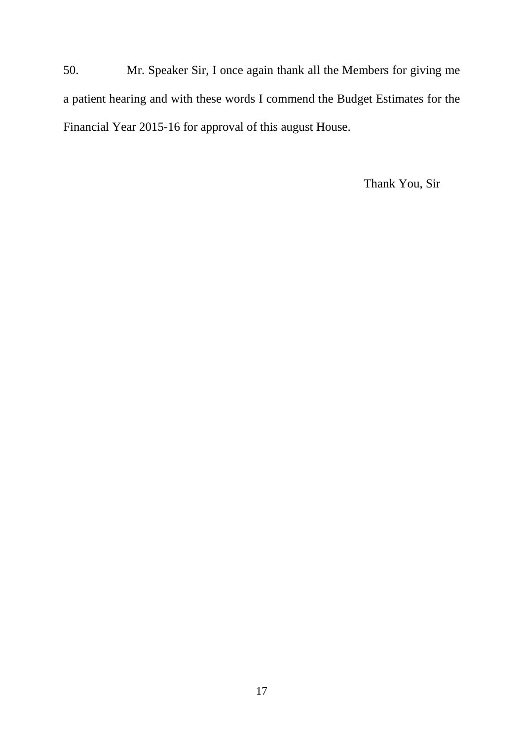50. Mr. Speaker Sir, I once again thank all the Members for giving me a patient hearing and with these words I commend the Budget Estimates for the Financial Year 2015-16 for approval of this august House.

Thank You, Sir